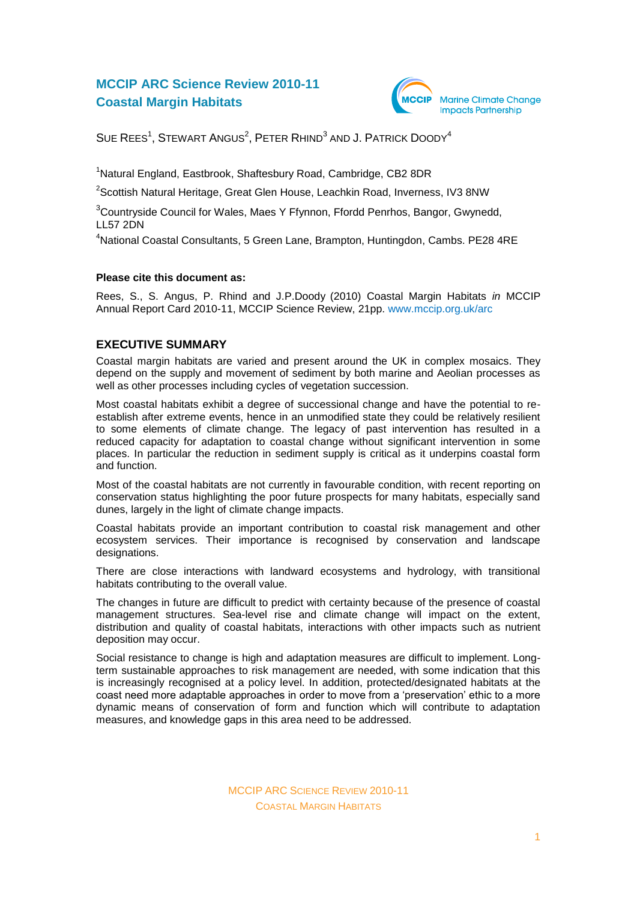# MCCIP ARC Science Review 2010-11
# Coastal Margin Habitats

Marine Climate Change Impacts Partnership

SUE REES[1], STEWART ANGUS[2], PETER RHIND[3] AND J. PATRICK DOODY[4]

[1]Natural England, Eastbrook, Shaftesbury Road, Cambridge, CB2 8DR

[2]Scottish Natural Heritage, Great Glen House, Leachkin Road, Inverness, IV3 8NW

[3]Countryside Council for Wales, Maes Y Ffynnon, Ffordd Penrhos, Bangor, Gwynedd, LL57 2DN

[4]National Coastal Consultants, 5 Green Lane, Brampton, Huntingdon, Cambs. PE28 4RE

**Please cite this document as:**

Rees, S., S. Angus, P. Rhind and J.P.Doody (2010) Coastal Margin Habitats *in* MCCIP Annual Report Card 2010-11, MCCIP Science Review, 21pp. www.mccip.org.uk/arc

## EXECUTIVE SUMMARY

Coastal margin habitats are varied and present around the UK in complex mosaics. They depend on the supply and movement of sediment by both marine and Aeolian processes as well as other processes including cycles of vegetation succession.

Most coastal habitats exhibit a degree of successional change and have the potential to re-establish after extreme events, hence in an unmodified state they could be relatively resilient to some elements of climate change. The legacy of past intervention has resulted in a reduced capacity for adaptation to coastal change without significant intervention in some places. In particular the reduction in sediment supply is critical as it underpins coastal form and function.

Most of the coastal habitats are not currently in favourable condition, with recent reporting on conservation status highlighting the poor future prospects for many habitats, especially sand dunes, largely in the light of climate change impacts.

Coastal habitats provide an important contribution to coastal risk management and other ecosystem services. Their importance is recognised by conservation and landscape designations.

There are close interactions with landward ecosystems and hydrology, with transitional habitats contributing to the overall value.

The changes in future are difficult to predict with certainty because of the presence of coastal management structures. Sea-level rise and climate change will impact on the extent, distribution and quality of coastal habitats, interactions with other impacts such as nutrient deposition may occur.

Social resistance to change is high and adaptation measures are difficult to implement. Long-term sustainable approaches to risk management are needed, with some indication that this is increasingly recognised at a policy level. In addition, protected/designated habitats at the coast need more adaptable approaches in order to move from a 'preservation' ethic to a more dynamic means of conservation of form and function which will contribute to adaptation measures, and knowledge gaps in this area need to be addressed.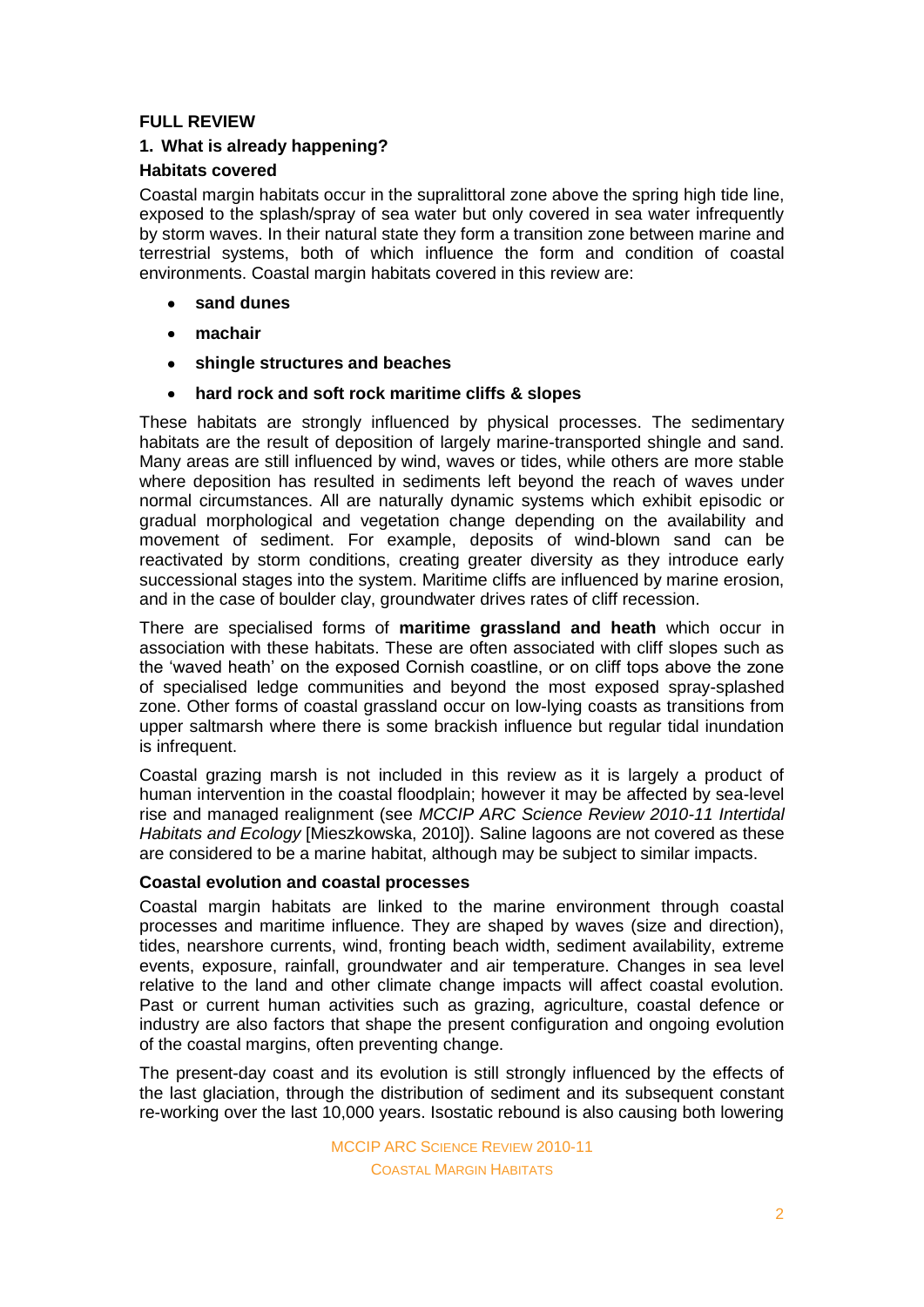## FULL REVIEW

### 1. What is already happening?

### Habitats covered

Coastal margin habitats occur in the supralittoral zone above the spring high tide line, exposed to the splash/spray of sea water but only covered in sea water infrequently by storm waves. In their natural state they form a transition zone between marine and terrestrial systems, both of which influence the form and condition of coastal environments. Coastal margin habitats covered in this review are:

- **sand dunes**
- **machair**
- **shingle structures and beaches**
- **hard rock and soft rock maritime cliffs & slopes**

These habitats are strongly influenced by physical processes. The sedimentary habitats are the result of deposition of largely marine-transported shingle and sand. Many areas are still influenced by wind, waves or tides, while others are more stable where deposition has resulted in sediments left beyond the reach of waves under normal circumstances. All are naturally dynamic systems which exhibit episodic or gradual morphological and vegetation change depending on the availability and movement of sediment. For example, deposits of wind-blown sand can be reactivated by storm conditions, creating greater diversity as they introduce early successional stages into the system. Maritime cliffs are influenced by marine erosion, and in the case of boulder clay, groundwater drives rates of cliff recession.

There are specialised forms of **maritime grassland and heath** which occur in association with these habitats. These are often associated with cliff slopes such as the 'waved heath' on the exposed Cornish coastline, or on cliff tops above the zone of specialised ledge communities and beyond the most exposed spray-splashed zone. Other forms of coastal grassland occur on low-lying coasts as transitions from upper saltmarsh where there is some brackish influence but regular tidal inundation is infrequent.

Coastal grazing marsh is not included in this review as it is largely a product of human intervention in the coastal floodplain; however it may be affected by sea-level rise and managed realignment (see *MCCIP ARC Science Review 2010-11 Intertidal Habitats and Ecology* [Mieszkowska, 2010]). Saline lagoons are not covered as these are considered to be a marine habitat, although may be subject to similar impacts.

### Coastal evolution and coastal processes

Coastal margin habitats are linked to the marine environment through coastal processes and maritime influence. They are shaped by waves (size and direction), tides, nearshore currents, wind, fronting beach width, sediment availability, extreme events, exposure, rainfall, groundwater and air temperature. Changes in sea level relative to the land and other climate change impacts will affect coastal evolution. Past or current human activities such as grazing, agriculture, coastal defence or industry are also factors that shape the present configuration and ongoing evolution of the coastal margins, often preventing change.

The present-day coast and its evolution is still strongly influenced by the effects of the last glaciation, through the distribution of sediment and its subsequent constant re-working over the last 10,000 years. Isostatic rebound is also causing both lowering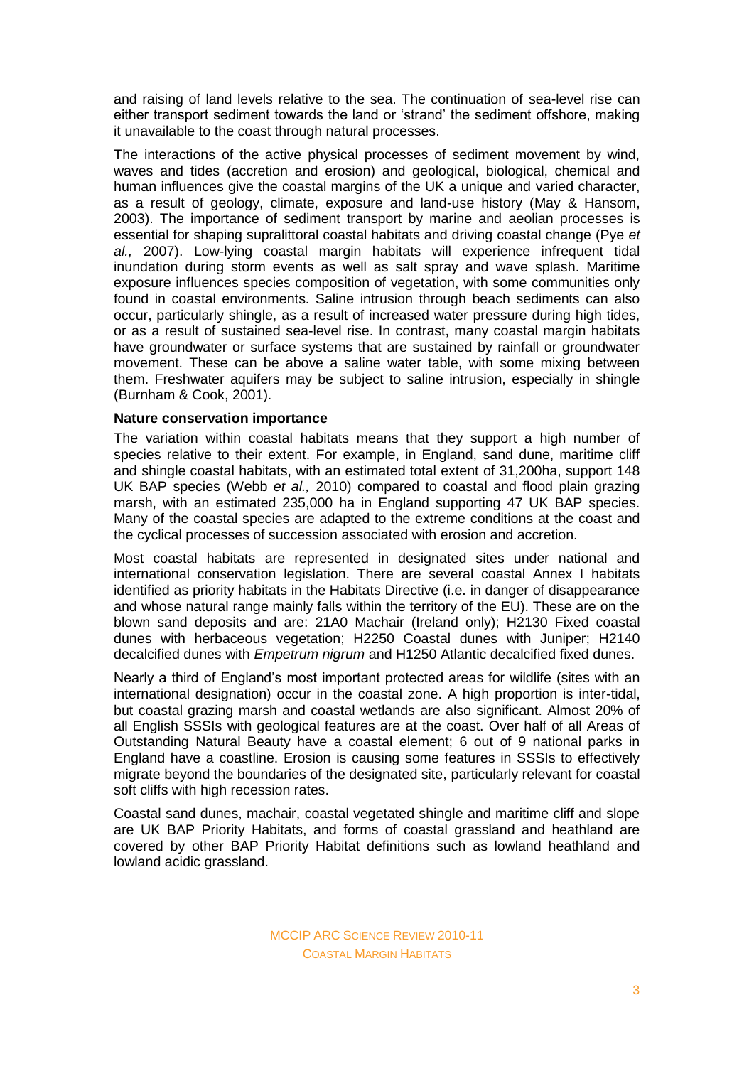and raising of land levels relative to the sea. The continuation of sea-level rise can either transport sediment towards the land or 'strand' the sediment offshore, making it unavailable to the coast through natural processes.

The interactions of the active physical processes of sediment movement by wind, waves and tides (accretion and erosion) and geological, biological, chemical and human influences give the coastal margins of the UK a unique and varied character, as a result of geology, climate, exposure and land-use history (May & Hansom, 2003). The importance of sediment transport by marine and aeolian processes is essential for shaping supralittoral coastal habitats and driving coastal change (Pye *et al.,* 2007). Low-lying coastal margin habitats will experience infrequent tidal inundation during storm events as well as salt spray and wave splash. Maritime exposure influences species composition of vegetation, with some communities only found in coastal environments. Saline intrusion through beach sediments can also occur, particularly shingle, as a result of increased water pressure during high tides, or as a result of sustained sea-level rise. In contrast, many coastal margin habitats have groundwater or surface systems that are sustained by rainfall or groundwater movement. These can be above a saline water table, with some mixing between them. Freshwater aquifers may be subject to saline intrusion, especially in shingle (Burnham & Cook, 2001).

**Nature conservation importance**

The variation within coastal habitats means that they support a high number of species relative to their extent. For example, in England, sand dune, maritime cliff and shingle coastal habitats, with an estimated total extent of 31,200ha, support 148 UK BAP species (Webb *et al.,* 2010) compared to coastal and flood plain grazing marsh, with an estimated 235,000 ha in England supporting 47 UK BAP species. Many of the coastal species are adapted to the extreme conditions at the coast and the cyclical processes of succession associated with erosion and accretion.

Most coastal habitats are represented in designated sites under national and international conservation legislation. There are several coastal Annex I habitats identified as priority habitats in the Habitats Directive (i.e. in danger of disappearance and whose natural range mainly falls within the territory of the EU). These are on the blown sand deposits and are: 21A0 Machair (Ireland only); H2130 Fixed coastal dunes with herbaceous vegetation; H2250 Coastal dunes with Juniper; H2140 decalcified dunes with *Empetrum nigrum* and H1250 Atlantic decalcified fixed dunes.

Nearly a third of England's most important protected areas for wildlife (sites with an international designation) occur in the coastal zone. A high proportion is inter-tidal, but coastal grazing marsh and coastal wetlands are also significant. Almost 20% of all English SSSIs with geological features are at the coast. Over half of all Areas of Outstanding Natural Beauty have a coastal element; 6 out of 9 national parks in England have a coastline. Erosion is causing some features in SSSIs to effectively migrate beyond the boundaries of the designated site, particularly relevant for coastal soft cliffs with high recession rates.

Coastal sand dunes, machair, coastal vegetated shingle and maritime cliff and slope are UK BAP Priority Habitats, and forms of coastal grassland and heathland are covered by other BAP Priority Habitat definitions such as lowland heathland and lowland acidic grassland.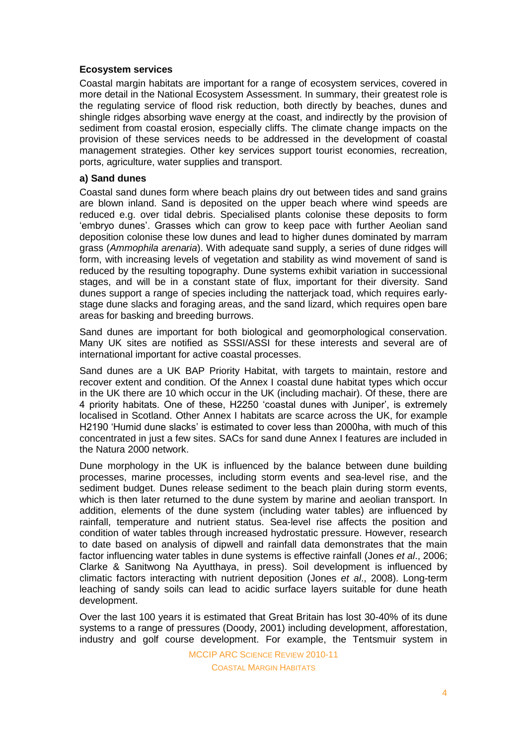**Ecosystem services**

Coastal margin habitats are important for a range of ecosystem services, covered in more detail in the National Ecosystem Assessment. In summary, their greatest role is the regulating service of flood risk reduction, both directly by beaches, dunes and shingle ridges absorbing wave energy at the coast, and indirectly by the provision of sediment from coastal erosion, especially cliffs. The climate change impacts on the provision of these services needs to be addressed in the development of coastal management strategies. Other key services support tourist economies, recreation, ports, agriculture, water supplies and transport.

**a) Sand dunes**

Coastal sand dunes form where beach plains dry out between tides and sand grains are blown inland. Sand is deposited on the upper beach where wind speeds are reduced e.g. over tidal debris. Specialised plants colonise these deposits to form 'embryo dunes'. Grasses which can grow to keep pace with further Aeolian sand deposition colonise these low dunes and lead to higher dunes dominated by marram grass (*Ammophila arenaria*). With adequate sand supply, a series of dune ridges will form, with increasing levels of vegetation and stability as wind movement of sand is reduced by the resulting topography. Dune systems exhibit variation in successional stages, and will be in a constant state of flux, important for their diversity. Sand dunes support a range of species including the natterjack toad, which requires early-stage dune slacks and foraging areas, and the sand lizard, which requires open bare areas for basking and breeding burrows.

Sand dunes are important for both biological and geomorphological conservation. Many UK sites are notified as SSSI/ASSI for these interests and several are of international important for active coastal processes.

Sand dunes are a UK BAP Priority Habitat, with targets to maintain, restore and recover extent and condition. Of the Annex I coastal dune habitat types which occur in the UK there are 10 which occur in the UK (including machair). Of these, there are 4 priority habitats. One of these, H2250 'coastal dunes with Juniper', is extremely localised in Scotland. Other Annex I habitats are scarce across the UK, for example H2190 'Humid dune slacks' is estimated to cover less than 2000ha, with much of this concentrated in just a few sites. SACs for sand dune Annex I features are included in the Natura 2000 network.

Dune morphology in the UK is influenced by the balance between dune building processes, marine processes, including storm events and sea-level rise, and the sediment budget. Dunes release sediment to the beach plain during storm events, which is then later returned to the dune system by marine and aeolian transport. In addition, elements of the dune system (including water tables) are influenced by rainfall, temperature and nutrient status. Sea-level rise affects the position and condition of water tables through increased hydrostatic pressure. However, research to date based on analysis of dipwell and rainfall data demonstrates that the main factor influencing water tables in dune systems is effective rainfall (Jones *et al*., 2006; Clarke & Sanitwong Na Ayutthaya, in press). Soil development is influenced by climatic factors interacting with nutrient deposition (Jones *et al*., 2008). Long-term leaching of sandy soils can lead to acidic surface layers suitable for dune heath development.

Over the last 100 years it is estimated that Great Britain has lost 30-40% of its dune systems to a range of pressures (Doody, 2001) including development, afforestation, industry and golf course development. For example, the Tentsmuir system in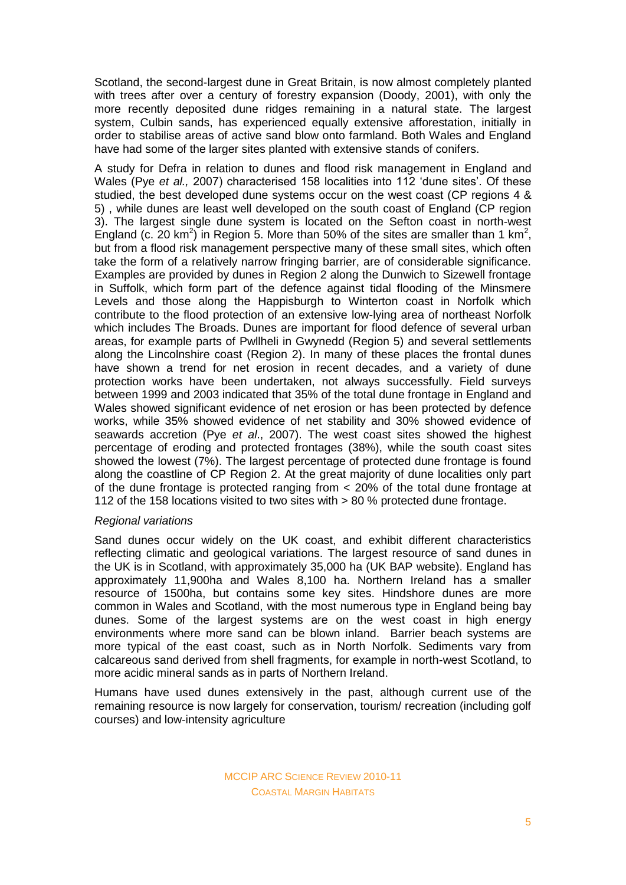Scotland, the second-largest dune in Great Britain, is now almost completely planted with trees after over a century of forestry expansion (Doody, 2001), with only the more recently deposited dune ridges remaining in a natural state. The largest system, Culbin sands, has experienced equally extensive afforestation, initially in order to stabilise areas of active sand blow onto farmland. Both Wales and England have had some of the larger sites planted with extensive stands of conifers.

A study for Defra in relation to dunes and flood risk management in England and Wales (Pye *et al.,* 2007) characterised 158 localities into 112 'dune sites'. Of these studied, the best developed dune systems occur on the west coast (CP regions 4 & 5) , while dunes are least well developed on the south coast of England (CP region 3). The largest single dune system is located on the Sefton coast in north-west England (c. 20 km$^2$) in Region 5. More than 50% of the sites are smaller than 1 km$^2$, but from a flood risk management perspective many of these small sites, which often take the form of a relatively narrow fringing barrier, are of considerable significance. Examples are provided by dunes in Region 2 along the Dunwich to Sizewell frontage in Suffolk, which form part of the defence against tidal flooding of the Minsmere Levels and those along the Happisburgh to Winterton coast in Norfolk which contribute to the flood protection of an extensive low-lying area of northeast Norfolk which includes The Broads. Dunes are important for flood defence of several urban areas, for example parts of Pwllheli in Gwynedd (Region 5) and several settlements along the Lincolnshire coast (Region 2). In many of these places the frontal dunes have shown a trend for net erosion in recent decades, and a variety of dune protection works have been undertaken, not always successfully. Field surveys between 1999 and 2003 indicated that 35% of the total dune frontage in England and Wales showed significant evidence of net erosion or has been protected by defence works, while 35% showed evidence of net stability and 30% showed evidence of seawards accretion (Pye *et al*., 2007). The west coast sites showed the highest percentage of eroding and protected frontages (38%), while the south coast sites showed the lowest (7%). The largest percentage of protected dune frontage is found along the coastline of CP Region 2. At the great majority of dune localities only part of the dune frontage is protected ranging from < 20% of the total dune frontage at 112 of the 158 locations visited to two sites with > 80 % protected dune frontage.

*Regional variations*

Sand dunes occur widely on the UK coast, and exhibit different characteristics reflecting climatic and geological variations. The largest resource of sand dunes in the UK is in Scotland, with approximately 35,000 ha (UK BAP website). England has approximately 11,900ha and Wales 8,100 ha. Northern Ireland has a smaller resource of 1500ha, but contains some key sites. Hindshore dunes are more common in Wales and Scotland, with the most numerous type in England being bay dunes. Some of the largest systems are on the west coast in high energy environments where more sand can be blown inland. Barrier beach systems are more typical of the east coast, such as in North Norfolk. Sediments vary from calcareous sand derived from shell fragments, for example in north-west Scotland, to more acidic mineral sands as in parts of Northern Ireland.

Humans have used dunes extensively in the past, although current use of the remaining resource is now largely for conservation, tourism/ recreation (including golf courses) and low-intensity agriculture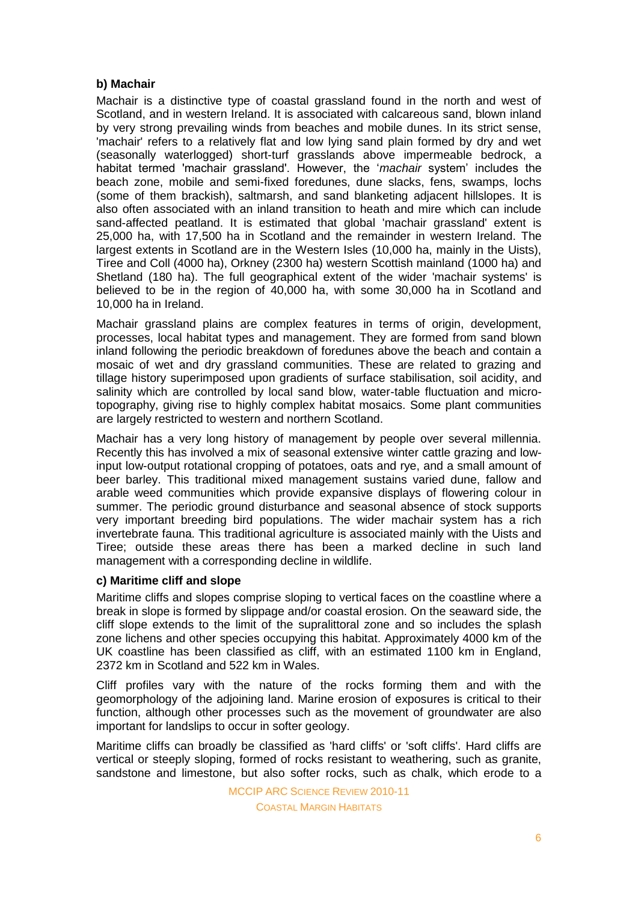**b) Machair**

Machair is a distinctive type of coastal grassland found in the north and west of Scotland, and in western Ireland. It is associated with calcareous sand, blown inland by very strong prevailing winds from beaches and mobile dunes. In its strict sense, 'machair' refers to a relatively flat and low lying sand plain formed by dry and wet (seasonally waterlogged) short-turf grasslands above impermeable bedrock, a habitat termed 'machair grassland'. However, the '*machair* system' includes the beach zone, mobile and semi-fixed foredunes, dune slacks, fens, swamps, lochs (some of them brackish), saltmarsh, and sand blanketing adjacent hillslopes. It is also often associated with an inland transition to heath and mire which can include sand-affected peatland. It is estimated that global 'machair grassland' extent is 25,000 ha, with 17,500 ha in Scotland and the remainder in western Ireland. The largest extents in Scotland are in the Western Isles (10,000 ha, mainly in the Uists), Tiree and Coll (4000 ha), Orkney (2300 ha) western Scottish mainland (1000 ha) and Shetland (180 ha). The full geographical extent of the wider 'machair systems' is believed to be in the region of 40,000 ha, with some 30,000 ha in Scotland and 10,000 ha in Ireland.

Machair grassland plains are complex features in terms of origin, development, processes, local habitat types and management. They are formed from sand blown inland following the periodic breakdown of foredunes above the beach and contain a mosaic of wet and dry grassland communities. These are related to grazing and tillage history superimposed upon gradients of surface stabilisation, soil acidity, and salinity which are controlled by local sand blow, water-table fluctuation and micro-topography, giving rise to highly complex habitat mosaics. Some plant communities are largely restricted to western and northern Scotland.

Machair has a very long history of management by people over several millennia. Recently this has involved a mix of seasonal extensive winter cattle grazing and low-input low-output rotational cropping of potatoes, oats and rye, and a small amount of beer barley. This traditional mixed management sustains varied dune, fallow and arable weed communities which provide expansive displays of flowering colour in summer. The periodic ground disturbance and seasonal absence of stock supports very important breeding bird populations. The wider machair system has a rich invertebrate fauna. This traditional agriculture is associated mainly with the Uists and Tiree; outside these areas there has been a marked decline in such land management with a corresponding decline in wildlife.

**c) Maritime cliff and slope**

Maritime cliffs and slopes comprise sloping to vertical faces on the coastline where a break in slope is formed by slippage and/or coastal erosion. On the seaward side, the cliff slope extends to the limit of the supralittoral zone and so includes the splash zone lichens and other species occupying this habitat. Approximately 4000 km of the UK coastline has been classified as cliff, with an estimated 1100 km in England, 2372 km in Scotland and 522 km in Wales.

Cliff profiles vary with the nature of the rocks forming them and with the geomorphology of the adjoining land. Marine erosion of exposures is critical to their function, although other processes such as the movement of groundwater are also important for landslips to occur in softer geology.

Maritime cliffs can broadly be classified as 'hard cliffs' or 'soft cliffs'. Hard cliffs are vertical or steeply sloping, formed of rocks resistant to weathering, such as granite, sandstone and limestone, but also softer rocks, such as chalk, which erode to a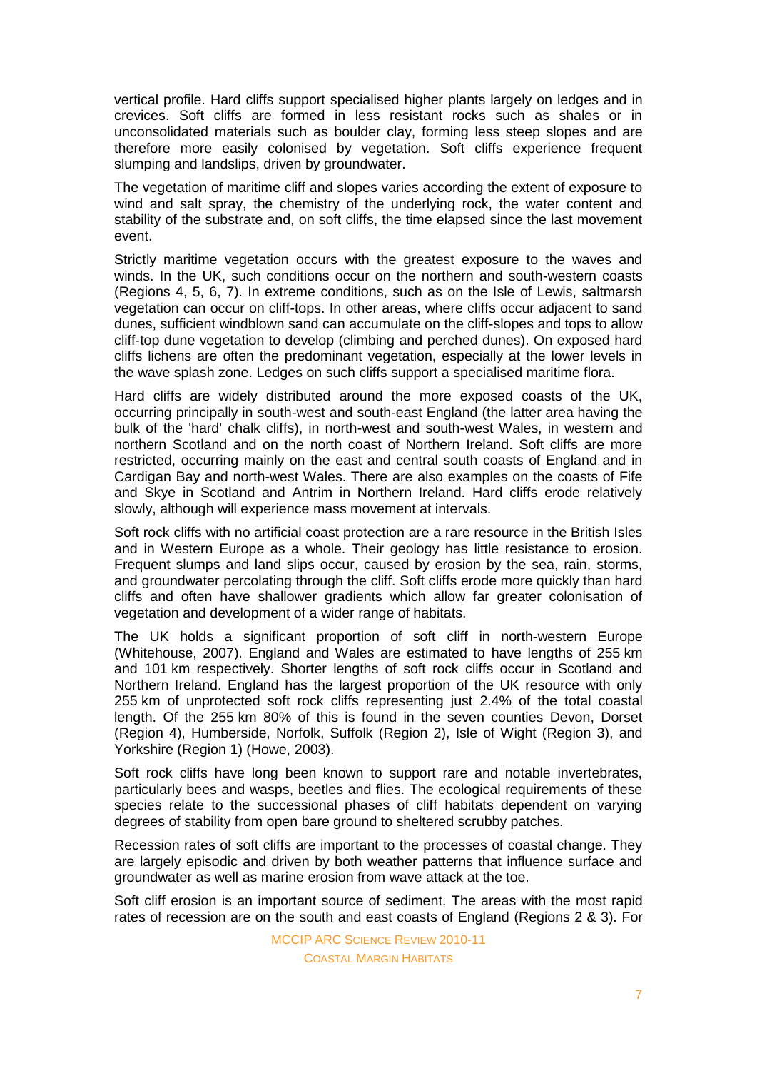vertical profile. Hard cliffs support specialised higher plants largely on ledges and in crevices. Soft cliffs are formed in less resistant rocks such as shales or in unconsolidated materials such as boulder clay, forming less steep slopes and are therefore more easily colonised by vegetation. Soft cliffs experience frequent slumping and landslips, driven by groundwater.

The vegetation of maritime cliff and slopes varies according the extent of exposure to wind and salt spray, the chemistry of the underlying rock, the water content and stability of the substrate and, on soft cliffs, the time elapsed since the last movement event.

Strictly maritime vegetation occurs with the greatest exposure to the waves and winds. In the UK, such conditions occur on the northern and south-western coasts (Regions 4, 5, 6, 7). In extreme conditions, such as on the Isle of Lewis, saltmarsh vegetation can occur on cliff-tops. In other areas, where cliffs occur adjacent to sand dunes, sufficient windblown sand can accumulate on the cliff-slopes and tops to allow cliff-top dune vegetation to develop (climbing and perched dunes). On exposed hard cliffs lichens are often the predominant vegetation, especially at the lower levels in the wave splash zone. Ledges on such cliffs support a specialised maritime flora.

Hard cliffs are widely distributed around the more exposed coasts of the UK, occurring principally in south-west and south-east England (the latter area having the bulk of the 'hard' chalk cliffs), in north-west and south-west Wales, in western and northern Scotland and on the north coast of Northern Ireland. Soft cliffs are more restricted, occurring mainly on the east and central south coasts of England and in Cardigan Bay and north-west Wales. There are also examples on the coasts of Fife and Skye in Scotland and Antrim in Northern Ireland. Hard cliffs erode relatively slowly, although will experience mass movement at intervals.

Soft rock cliffs with no artificial coast protection are a rare resource in the British Isles and in Western Europe as a whole. Their geology has little resistance to erosion. Frequent slumps and land slips occur, caused by erosion by the sea, rain, storms, and groundwater percolating through the cliff. Soft cliffs erode more quickly than hard cliffs and often have shallower gradients which allow far greater colonisation of vegetation and development of a wider range of habitats.

The UK holds a significant proportion of soft cliff in north-western Europe (Whitehouse, 2007). England and Wales are estimated to have lengths of 255 km and 101 km respectively. Shorter lengths of soft rock cliffs occur in Scotland and Northern Ireland. England has the largest proportion of the UK resource with only 255 km of unprotected soft rock cliffs representing just 2.4% of the total coastal length. Of the 255 km 80% of this is found in the seven counties Devon, Dorset (Region 4), Humberside, Norfolk, Suffolk (Region 2), Isle of Wight (Region 3), and Yorkshire (Region 1) (Howe, 2003).

Soft rock cliffs have long been known to support rare and notable invertebrates, particularly bees and wasps, beetles and flies. The ecological requirements of these species relate to the successional phases of cliff habitats dependent on varying degrees of stability from open bare ground to sheltered scrubby patches.

Recession rates of soft cliffs are important to the processes of coastal change. They are largely episodic and driven by both weather patterns that influence surface and groundwater as well as marine erosion from wave attack at the toe.

Soft cliff erosion is an important source of sediment. The areas with the most rapid rates of recession are on the south and east coasts of England (Regions 2 & 3). For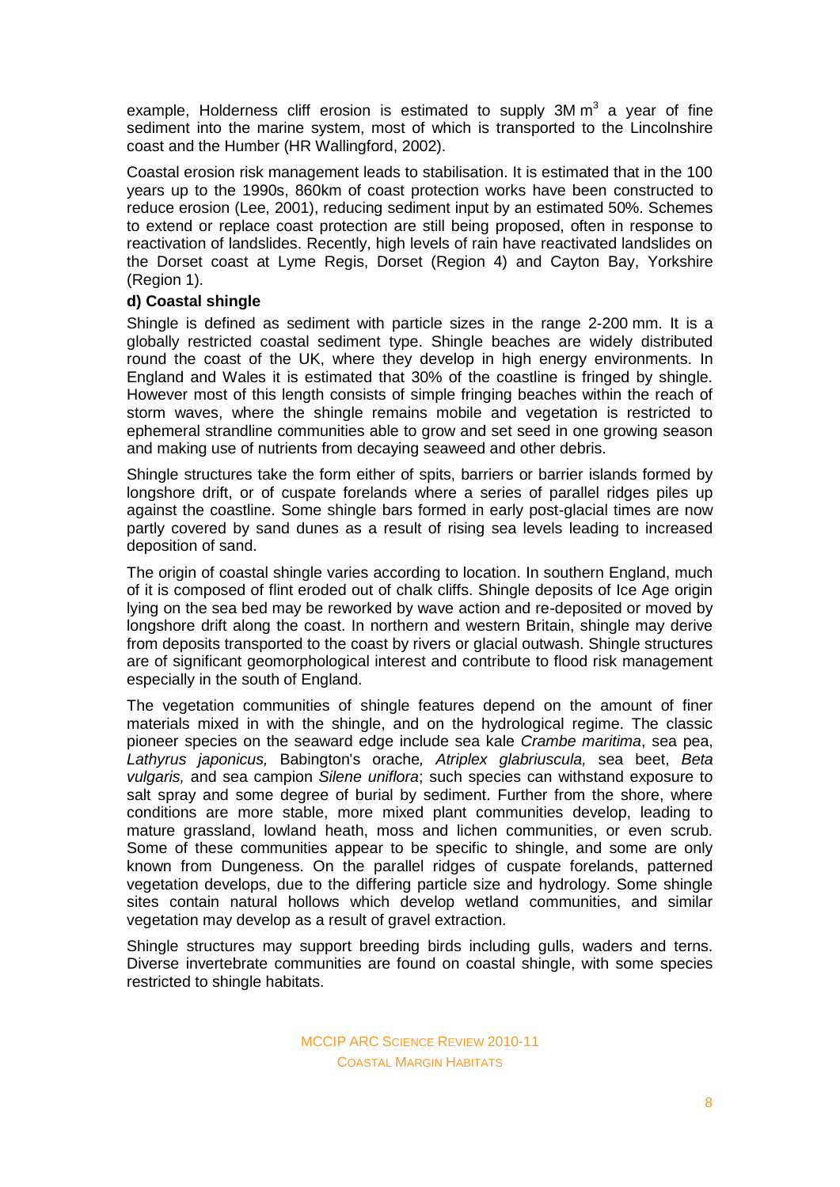example, Holderness cliff erosion is estimated to supply 3M $m^3$ a year of fine sediment into the marine system, most of which is transported to the Lincolnshire coast and the Humber (HR Wallingford, 2002).

Coastal erosion risk management leads to stabilisation. It is estimated that in the 100 years up to the 1990s, 860km of coast protection works have been constructed to reduce erosion (Lee, 2001), reducing sediment input by an estimated 50%. Schemes to extend or replace coast protection are still being proposed, often in response to reactivation of landslides. Recently, high levels of rain have reactivated landslides on the Dorset coast at Lyme Regis, Dorset (Region 4) and Cayton Bay, Yorkshire (Region 1).

**d) Coastal shingle**

Shingle is defined as sediment with particle sizes in the range 2-200 mm. It is a globally restricted coastal sediment type. Shingle beaches are widely distributed round the coast of the UK, where they develop in high energy environments. In England and Wales it is estimated that 30% of the coastline is fringed by shingle. However most of this length consists of simple fringing beaches within the reach of storm waves, where the shingle remains mobile and vegetation is restricted to ephemeral strandline communities able to grow and set seed in one growing season and making use of nutrients from decaying seaweed and other debris.

Shingle structures take the form either of spits, barriers or barrier islands formed by longshore drift, or of cuspate forelands where a series of parallel ridges piles up against the coastline. Some shingle bars formed in early post-glacial times are now partly covered by sand dunes as a result of rising sea levels leading to increased deposition of sand.

The origin of coastal shingle varies according to location. In southern England, much of it is composed of flint eroded out of chalk cliffs. Shingle deposits of Ice Age origin lying on the sea bed may be reworked by wave action and re-deposited or moved by longshore drift along the coast. In northern and western Britain, shingle may derive from deposits transported to the coast by rivers or glacial outwash. Shingle structures are of significant geomorphological interest and contribute to flood risk management especially in the south of England.

The vegetation communities of shingle features depend on the amount of finer materials mixed in with the shingle, and on the hydrological regime. The classic pioneer species on the seaward edge include sea kale *Crambe maritima*, sea pea, *Lathyrus japonicus,* Babington's orache*, Atriplex glabriuscula,* sea beet, *Beta vulgaris,* and sea campion *Silene uniflora*; such species can withstand exposure to salt spray and some degree of burial by sediment. Further from the shore, where conditions are more stable, more mixed plant communities develop, leading to mature grassland, lowland heath, moss and lichen communities, or even scrub. Some of these communities appear to be specific to shingle, and some are only known from Dungeness. On the parallel ridges of cuspate forelands, patterned vegetation develops, due to the differing particle size and hydrology. Some shingle sites contain natural hollows which develop wetland communities, and similar vegetation may develop as a result of gravel extraction.

Shingle structures may support breeding birds including gulls, waders and terns. Diverse invertebrate communities are found on coastal shingle, with some species restricted to shingle habitats.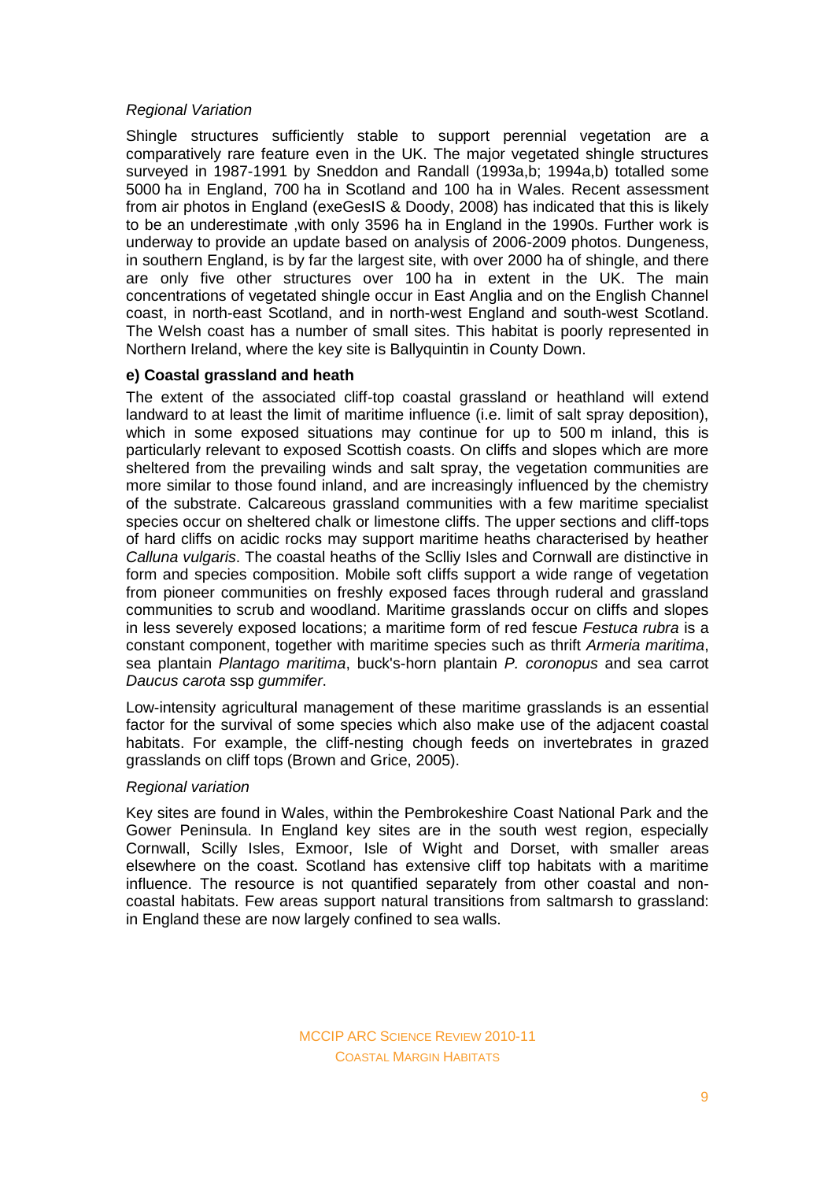*Regional Variation*

Shingle structures sufficiently stable to support perennial vegetation are a comparatively rare feature even in the UK. The major vegetated shingle structures surveyed in 1987-1991 by Sneddon and Randall (1993a,b; 1994a,b) totalled some 5000 ha in England, 700 ha in Scotland and 100 ha in Wales. Recent assessment from air photos in England (exeGesIS & Doody, 2008) has indicated that this is likely to be an underestimate ,with only 3596 ha in England in the 1990s. Further work is underway to provide an update based on analysis of 2006-2009 photos. Dungeness, in southern England, is by far the largest site, with over 2000 ha of shingle, and there are only five other structures over 100 ha in extent in the UK. The main concentrations of vegetated shingle occur in East Anglia and on the English Channel coast, in north-east Scotland, and in north-west England and south-west Scotland. The Welsh coast has a number of small sites. This habitat is poorly represented in Northern Ireland, where the key site is Ballyquintin in County Down.

**e) Coastal grassland and heath**

The extent of the associated cliff-top coastal grassland or heathland will extend landward to at least the limit of maritime influence (i.e. limit of salt spray deposition), which in some exposed situations may continue for up to 500 m inland, this is particularly relevant to exposed Scottish coasts. On cliffs and slopes which are more sheltered from the prevailing winds and salt spray, the vegetation communities are more similar to those found inland, and are increasingly influenced by the chemistry of the substrate. Calcareous grassland communities with a few maritime specialist species occur on sheltered chalk or limestone cliffs. The upper sections and cliff-tops of hard cliffs on acidic rocks may support maritime heaths characterised by heather *Calluna vulgaris*. The coastal heaths of the Sclliy Isles and Cornwall are distinctive in form and species composition. Mobile soft cliffs support a wide range of vegetation from pioneer communities on freshly exposed faces through ruderal and grassland communities to scrub and woodland. Maritime grasslands occur on cliffs and slopes in less severely exposed locations; a maritime form of red fescue *Festuca rubra* is a constant component, together with maritime species such as thrift *Armeria maritima*, sea plantain *Plantago maritima*, buck's-horn plantain *P. coronopus* and sea carrot *Daucus carota* ssp *gummifer*.

Low-intensity agricultural management of these maritime grasslands is an essential factor for the survival of some species which also make use of the adjacent coastal habitats. For example, the cliff-nesting chough feeds on invertebrates in grazed grasslands on cliff tops (Brown and Grice, 2005).

*Regional variation*

Key sites are found in Wales, within the Pembrokeshire Coast National Park and the Gower Peninsula. In England key sites are in the south west region, especially Cornwall, Scilly Isles, Exmoor, Isle of Wight and Dorset, with smaller areas elsewhere on the coast. Scotland has extensive cliff top habitats with a maritime influence. The resource is not quantified separately from other coastal and non-coastal habitats. Few areas support natural transitions from saltmarsh to grassland: in England these are now largely confined to sea walls.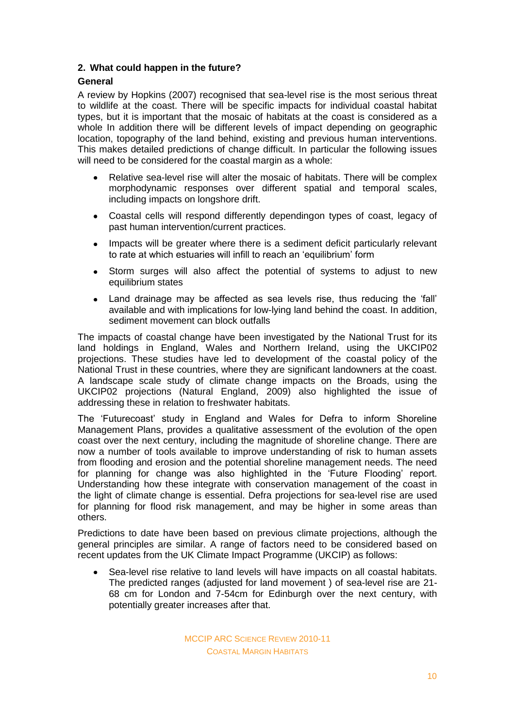## 2. What could happen in the future?

### General

A review by Hopkins (2007) recognised that sea-level rise is the most serious threat to wildlife at the coast. There will be specific impacts for individual coastal habitat types, but it is important that the mosaic of habitats at the coast is considered as a whole In addition there will be different levels of impact depending on geographic location, topography of the land behind, existing and previous human interventions. This makes detailed predictions of change difficult. In particular the following issues will need to be considered for the coastal margin as a whole:

- Relative sea-level rise will alter the mosaic of habitats. There will be complex morphodynamic responses over different spatial and temporal scales, including impacts on longshore drift.
- Coastal cells will respond differently dependingon types of coast, legacy of past human intervention/current practices.
- Impacts will be greater where there is a sediment deficit particularly relevant to rate at which estuaries will infill to reach an 'equilibrium' form
- Storm surges will also affect the potential of systems to adjust to new equilibrium states
- Land drainage may be affected as sea levels rise, thus reducing the 'fall' available and with implications for low-lying land behind the coast. In addition, sediment movement can block outfalls

The impacts of coastal change have been investigated by the National Trust for its land holdings in England, Wales and Northern Ireland, using the UKCIP02 projections. These studies have led to development of the coastal policy of the National Trust in these countries, where they are significant landowners at the coast. A landscape scale study of climate change impacts on the Broads, using the UKCIP02 projections (Natural England, 2009) also highlighted the issue of addressing these in relation to freshwater habitats.

The 'Futurecoast' study in England and Wales for Defra to inform Shoreline Management Plans, provides a qualitative assessment of the evolution of the open coast over the next century, including the magnitude of shoreline change. There are now a number of tools available to improve understanding of risk to human assets from flooding and erosion and the potential shoreline management needs. The need for planning for change was also highlighted in the 'Future Flooding' report. Understanding how these integrate with conservation management of the coast in the light of climate change is essential. Defra projections for sea-level rise are used for planning for flood risk management, and may be higher in some areas than others.

Predictions to date have been based on previous climate projections, although the general principles are similar. A range of factors need to be considered based on recent updates from the UK Climate Impact Programme (UKCIP) as follows:

- Sea-level rise relative to land levels will have impacts on all coastal habitats. The predicted ranges (adjusted for land movement ) of sea-level rise are 21-68 cm for London and 7-54cm for Edinburgh over the next century, with potentially greater increases after that.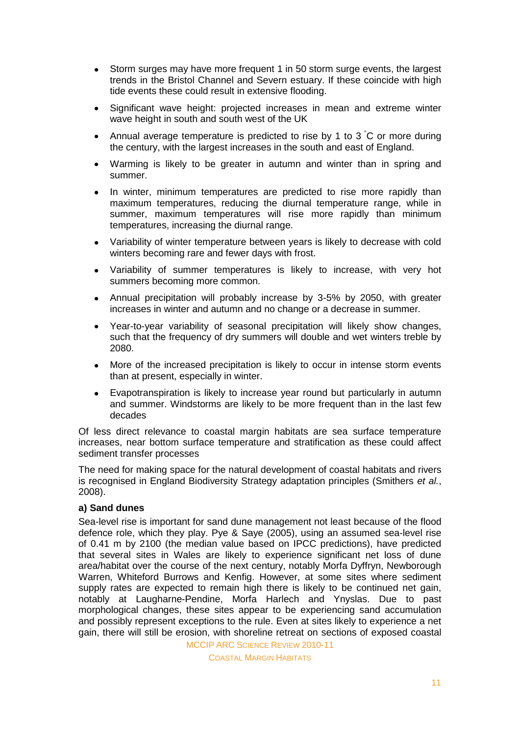- Storm surges may have more frequent 1 in 50 storm surge events, the largest trends in the Bristol Channel and Severn estuary. If these coincide with high tide events these could result in extensive flooding.
- Significant wave height: projected increases in mean and extreme winter wave height in south and south west of the UK
- Annual average temperature is predicted to rise by 1 to 3 °C or more during the century, with the largest increases in the south and east of England.
- Warming is likely to be greater in autumn and winter than in spring and summer.
- In winter, minimum temperatures are predicted to rise more rapidly than maximum temperatures, reducing the diurnal temperature range, while in summer, maximum temperatures will rise more rapidly than minimum temperatures, increasing the diurnal range.
- Variability of winter temperature between years is likely to decrease with cold winters becoming rare and fewer days with frost.
- Variability of summer temperatures is likely to increase, with very hot summers becoming more common.
- Annual precipitation will probably increase by 3-5% by 2050, with greater increases in winter and autumn and no change or a decrease in summer.
- Year-to-year variability of seasonal precipitation will likely show changes, such that the frequency of dry summers will double and wet winters treble by 2080.
- More of the increased precipitation is likely to occur in intense storm events than at present, especially in winter.
- Evapotranspiration is likely to increase year round but particularly in autumn and summer. Windstorms are likely to be more frequent than in the last few decades

Of less direct relevance to coastal margin habitats are sea surface temperature increases, near bottom surface temperature and stratification as these could affect sediment transfer processes

The need for making space for the natural development of coastal habitats and rivers is recognised in England Biodiversity Strategy adaptation principles (Smithers *et al.*, 2008).

**a) Sand dunes**

Sea-level rise is important for sand dune management not least because of the flood defence role, which they play. Pye & Saye (2005), using an assumed sea-level rise of 0.41 m by 2100 (the median value based on IPCC predictions), have predicted that several sites in Wales are likely to experience significant net loss of dune area/habitat over the course of the next century, notably Morfa Dyffryn, Newborough Warren, Whiteford Burrows and Kenfig. However, at some sites where sediment supply rates are expected to remain high there is likely to be continued net gain, notably at Laugharne-Pendine, Morfa Harlech and Ynyslas. Due to past morphological changes, these sites appear to be experiencing sand accumulation and possibly represent exceptions to the rule. Even at sites likely to experience a net gain, there will still be erosion, with shoreline retreat on sections of exposed coastal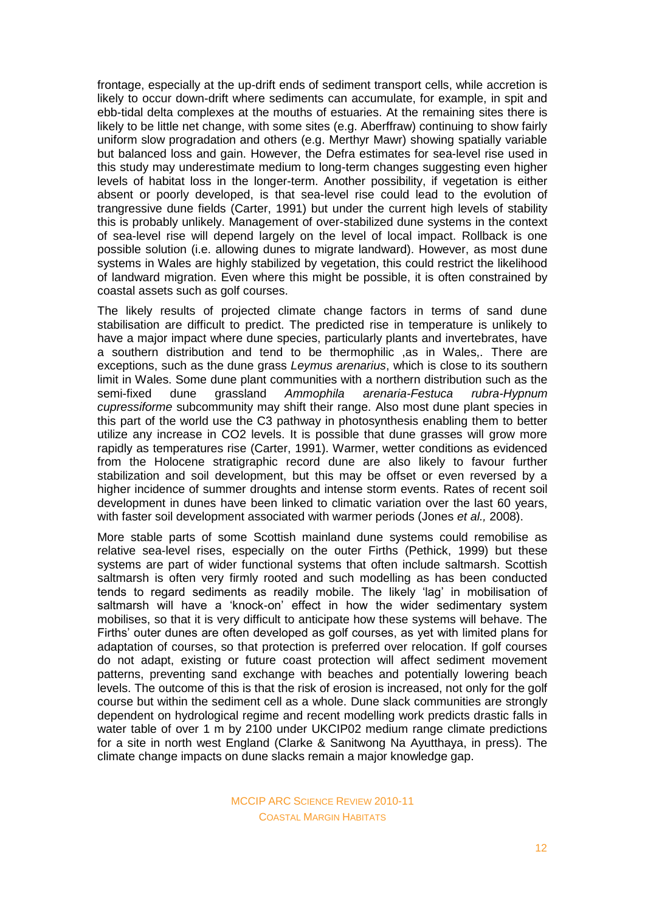frontage, especially at the up-drift ends of sediment transport cells, while accretion is likely to occur down-drift where sediments can accumulate, for example, in spit and ebb-tidal delta complexes at the mouths of estuaries. At the remaining sites there is likely to be little net change, with some sites (e.g. Aberffraw) continuing to show fairly uniform slow progradation and others (e.g. Merthyr Mawr) showing spatially variable but balanced loss and gain. However, the Defra estimates for sea-level rise used in this study may underestimate medium to long-term changes suggesting even higher levels of habitat loss in the longer-term. Another possibility, if vegetation is either absent or poorly developed, is that sea-level rise could lead to the evolution of trangressive dune fields (Carter, 1991) but under the current high levels of stability this is probably unlikely. Management of over-stabilized dune systems in the context of sea-level rise will depend largely on the level of local impact. Rollback is one possible solution (i.e. allowing dunes to migrate landward). However, as most dune systems in Wales are highly stabilized by vegetation, this could restrict the likelihood of landward migration. Even where this might be possible, it is often constrained by coastal assets such as golf courses.

The likely results of projected climate change factors in terms of sand dune stabilisation are difficult to predict. The predicted rise in temperature is unlikely to have a major impact where dune species, particularly plants and invertebrates, have a southern distribution and tend to be thermophilic ,as in Wales,. There are exceptions, such as the dune grass *Leymus arenarius*, which is close to its southern limit in Wales. Some dune plant communities with a northern distribution such as the semi-fixed dune grassland *Ammophila arenaria-Festuca rubra-Hypnum cupressiforme* subcommunity may shift their range. Also most dune plant species in this part of the world use the C3 pathway in photosynthesis enabling them to better utilize any increase in $CO_2$ levels. It is possible that dune grasses will grow more rapidly as temperatures rise (Carter, 1991). Warmer, wetter conditions as evidenced from the Holocene stratigraphic record dune are also likely to favour further stabilization and soil development, but this may be offset or even reversed by a higher incidence of summer droughts and intense storm events. Rates of recent soil development in dunes have been linked to climatic variation over the last 60 years, with faster soil development associated with warmer periods (Jones *et al.,* 2008).

More stable parts of some Scottish mainland dune systems could remobilise as relative sea-level rises, especially on the outer Firths (Pethick, 1999) but these systems are part of wider functional systems that often include saltmarsh. Scottish saltmarsh is often very firmly rooted and such modelling as has been conducted tends to regard sediments as readily mobile. The likely 'lag' in mobilisation of saltmarsh will have a 'knock-on' effect in how the wider sedimentary system mobilises, so that it is very difficult to anticipate how these systems will behave. The Firths' outer dunes are often developed as golf courses, as yet with limited plans for adaptation of courses, so that protection is preferred over relocation. If golf courses do not adapt, existing or future coast protection will affect sediment movement patterns, preventing sand exchange with beaches and potentially lowering beach levels. The outcome of this is that the risk of erosion is increased, not only for the golf course but within the sediment cell as a whole. Dune slack communities are strongly dependent on hydrological regime and recent modelling work predicts drastic falls in water table of over 1 m by 2100 under UKCIP02 medium range climate predictions for a site in north west England (Clarke & Sanitwong Na Ayutthaya, in press). The climate change impacts on dune slacks remain a major knowledge gap.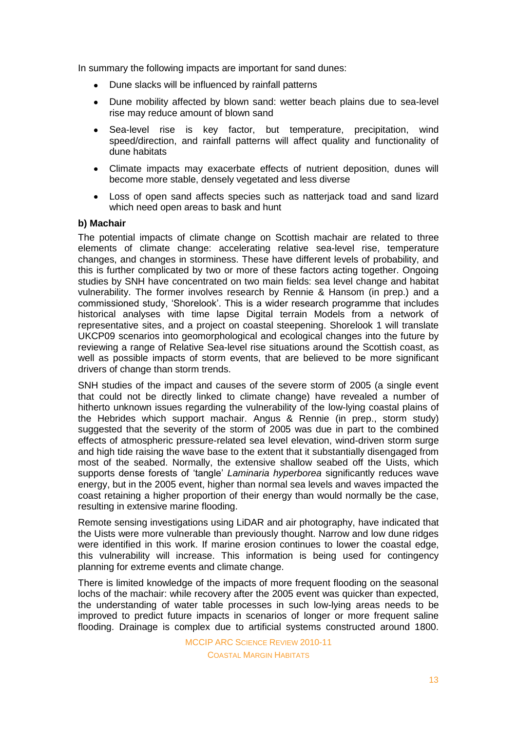In summary the following impacts are important for sand dunes:

- Dune slacks will be influenced by rainfall patterns
- Dune mobility affected by blown sand: wetter beach plains due to sea-level rise may reduce amount of blown sand
- Sea-level rise is key factor, but temperature, precipitation, wind speed/direction, and rainfall patterns will affect quality and functionality of dune habitats
- Climate impacts may exacerbate effects of nutrient deposition, dunes will become more stable, densely vegetated and less diverse
- Loss of open sand affects species such as natterjack toad and sand lizard which need open areas to bask and hunt

**b) Machair**

The potential impacts of climate change on Scottish machair are related to three elements of climate change: accelerating relative sea-level rise, temperature changes, and changes in storminess. These have different levels of probability, and this is further complicated by two or more of these factors acting together. Ongoing studies by SNH have concentrated on two main fields: sea level change and habitat vulnerability. The former involves research by Rennie & Hansom (in prep.) and a commissioned study, 'Shorelook'. This is a wider research programme that includes historical analyses with time lapse Digital terrain Models from a network of representative sites, and a project on coastal steepening. Shorelook 1 will translate UKCP09 scenarios into geomorphological and ecological changes into the future by reviewing a range of Relative Sea-level rise situations around the Scottish coast, as well as possible impacts of storm events, that are believed to be more significant drivers of change than storm trends.

SNH studies of the impact and causes of the severe storm of 2005 (a single event that could not be directly linked to climate change) have revealed a number of hitherto unknown issues regarding the vulnerability of the low-lying coastal plains of the Hebrides which support machair. Angus & Rennie (in prep., storm study) suggested that the severity of the storm of 2005 was due in part to the combined effects of atmospheric pressure-related sea level elevation, wind-driven storm surge and high tide raising the wave base to the extent that it substantially disengaged from most of the seabed. Normally, the extensive shallow seabed off the Uists, which supports dense forests of 'tangle' *Laminaria hyperborea* significantly reduces wave energy, but in the 2005 event, higher than normal sea levels and waves impacted the coast retaining a higher proportion of their energy than would normally be the case, resulting in extensive marine flooding.

Remote sensing investigations using LiDAR and air photography, have indicated that the Uists were more vulnerable than previously thought. Narrow and low dune ridges were identified in this work. If marine erosion continues to lower the coastal edge, this vulnerability will increase. This information is being used for contingency planning for extreme events and climate change.

There is limited knowledge of the impacts of more frequent flooding on the seasonal lochs of the machair: while recovery after the 2005 event was quicker than expected, the understanding of water table processes in such low-lying areas needs to be improved to predict future impacts in scenarios of longer or more frequent saline flooding. Drainage is complex due to artificial systems constructed around 1800.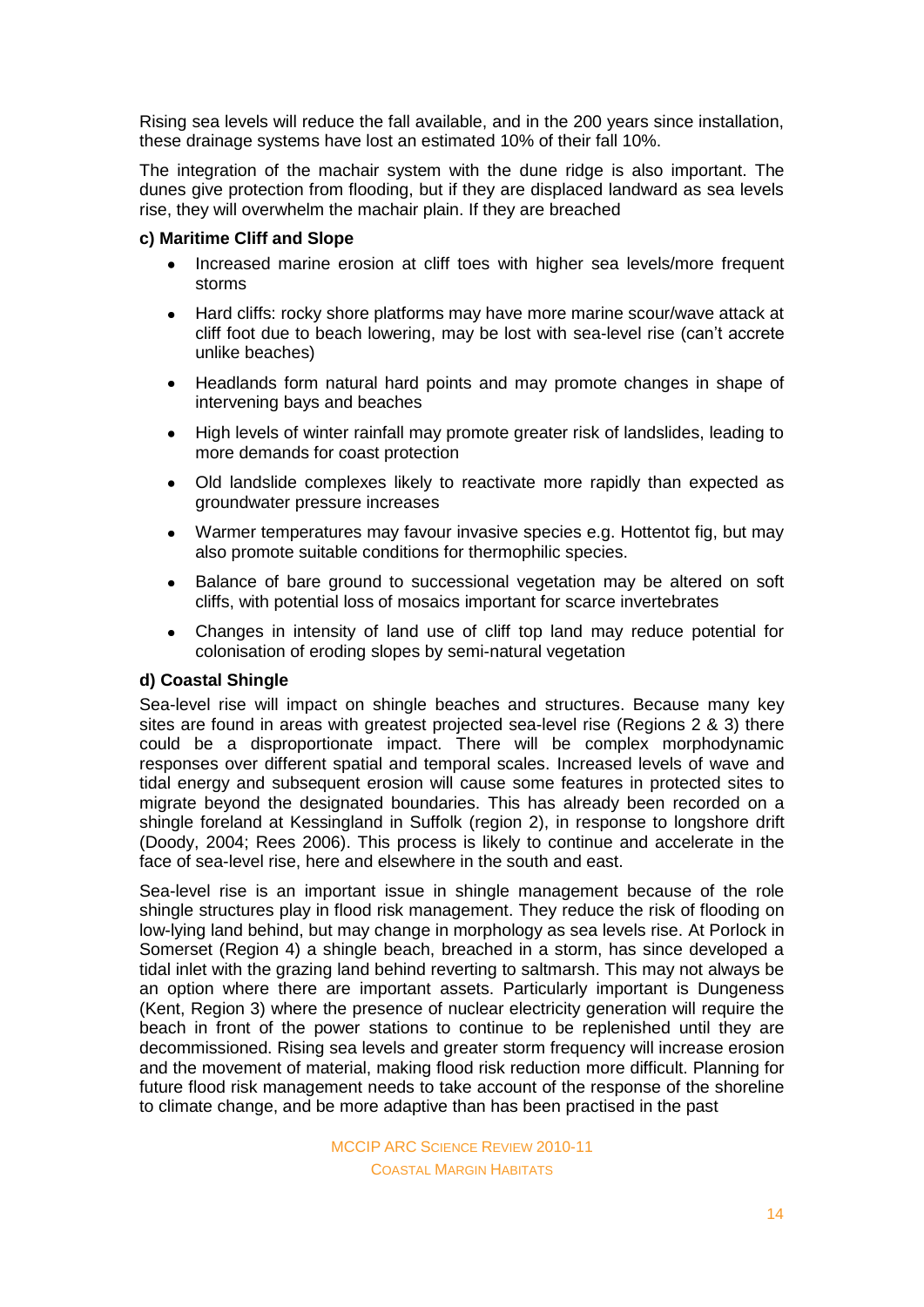Rising sea levels will reduce the fall available, and in the 200 years since installation, these drainage systems have lost an estimated 10% of their fall 10%.

The integration of the machair system with the dune ridge is also important. The dunes give protection from flooding, but if they are displaced landward as sea levels rise, they will overwhelm the machair plain. If they are breached

**c) Maritime Cliff and Slope**

- Increased marine erosion at cliff toes with higher sea levels/more frequent storms
- Hard cliffs: rocky shore platforms may have more marine scour/wave attack at cliff foot due to beach lowering, may be lost with sea-level rise (can't accrete unlike beaches)
- Headlands form natural hard points and may promote changes in shape of intervening bays and beaches
- High levels of winter rainfall may promote greater risk of landslides, leading to more demands for coast protection
- Old landslide complexes likely to reactivate more rapidly than expected as groundwater pressure increases
- Warmer temperatures may favour invasive species e.g. Hottentot fig, but may also promote suitable conditions for thermophilic species.
- Balance of bare ground to successional vegetation may be altered on soft cliffs, with potential loss of mosaics important for scarce invertebrates
- Changes in intensity of land use of cliff top land may reduce potential for colonisation of eroding slopes by semi-natural vegetation

**d) Coastal Shingle**

Sea-level rise will impact on shingle beaches and structures. Because many key sites are found in areas with greatest projected sea-level rise (Regions 2 & 3) there could be a disproportionate impact. There will be complex morphodynamic responses over different spatial and temporal scales. Increased levels of wave and tidal energy and subsequent erosion will cause some features in protected sites to migrate beyond the designated boundaries. This has already been recorded on a shingle foreland at Kessingland in Suffolk (region 2), in response to longshore drift (Doody, 2004; Rees 2006). This process is likely to continue and accelerate in the face of sea-level rise, here and elsewhere in the south and east.

Sea-level rise is an important issue in shingle management because of the role shingle structures play in flood risk management. They reduce the risk of flooding on low-lying land behind, but may change in morphology as sea levels rise. At Porlock in Somerset (Region 4) a shingle beach, breached in a storm, has since developed a tidal inlet with the grazing land behind reverting to saltmarsh. This may not always be an option where there are important assets. Particularly important is Dungeness (Kent, Region 3) where the presence of nuclear electricity generation will require the beach in front of the power stations to continue to be replenished until they are decommissioned. Rising sea levels and greater storm frequency will increase erosion and the movement of material, making flood risk reduction more difficult. Planning for future flood risk management needs to take account of the response of the shoreline to climate change, and be more adaptive than has been practised in the past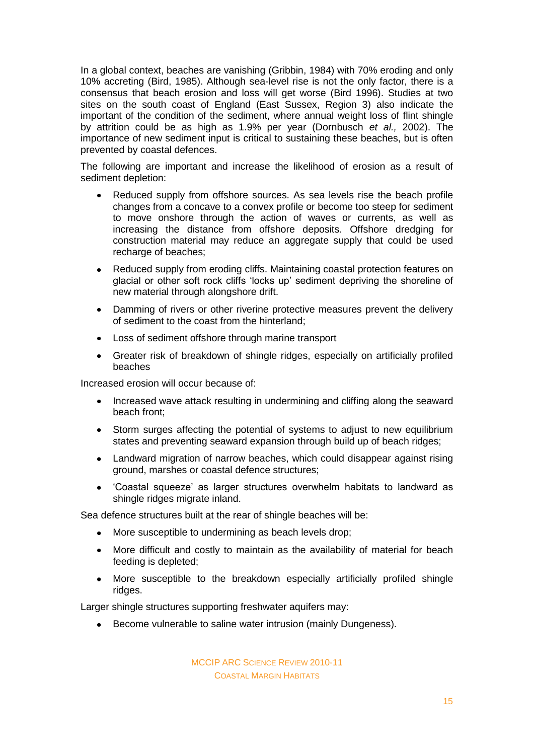In a global context, beaches are vanishing (Gribbin, 1984) with 70% eroding and only 10% accreting (Bird, 1985). Although sea-level rise is not the only factor, there is a consensus that beach erosion and loss will get worse (Bird 1996). Studies at two sites on the south coast of England (East Sussex, Region 3) also indicate the important of the condition of the sediment, where annual weight loss of flint shingle by attrition could be as high as 1.9% per year (Dornbusch *et al.,* 2002). The importance of new sediment input is critical to sustaining these beaches, but is often prevented by coastal defences.

The following are important and increase the likelihood of erosion as a result of sediment depletion:

- Reduced supply from offshore sources. As sea levels rise the beach profile changes from a concave to a convex profile or become too steep for sediment to move onshore through the action of waves or currents, as well as increasing the distance from offshore deposits. Offshore dredging for construction material may reduce an aggregate supply that could be used recharge of beaches;
- Reduced supply from eroding cliffs. Maintaining coastal protection features on glacial or other soft rock cliffs 'locks up' sediment depriving the shoreline of new material through alongshore drift.
- Damming of rivers or other riverine protective measures prevent the delivery of sediment to the coast from the hinterland;
- Loss of sediment offshore through marine transport
- Greater risk of breakdown of shingle ridges, especially on artificially profiled beaches

Increased erosion will occur because of:

- Increased wave attack resulting in undermining and cliffing along the seaward beach front;
- Storm surges affecting the potential of systems to adjust to new equilibrium states and preventing seaward expansion through build up of beach ridges;
- Landward migration of narrow beaches, which could disappear against rising ground, marshes or coastal defence structures;
- 'Coastal squeeze' as larger structures overwhelm habitats to landward as shingle ridges migrate inland.

Sea defence structures built at the rear of shingle beaches will be:

- More susceptible to undermining as beach levels drop;
- More difficult and costly to maintain as the availability of material for beach feeding is depleted;
- More susceptible to the breakdown especially artificially profiled shingle ridges.

Larger shingle structures supporting freshwater aquifers may:

- Become vulnerable to saline water intrusion (mainly Dungeness).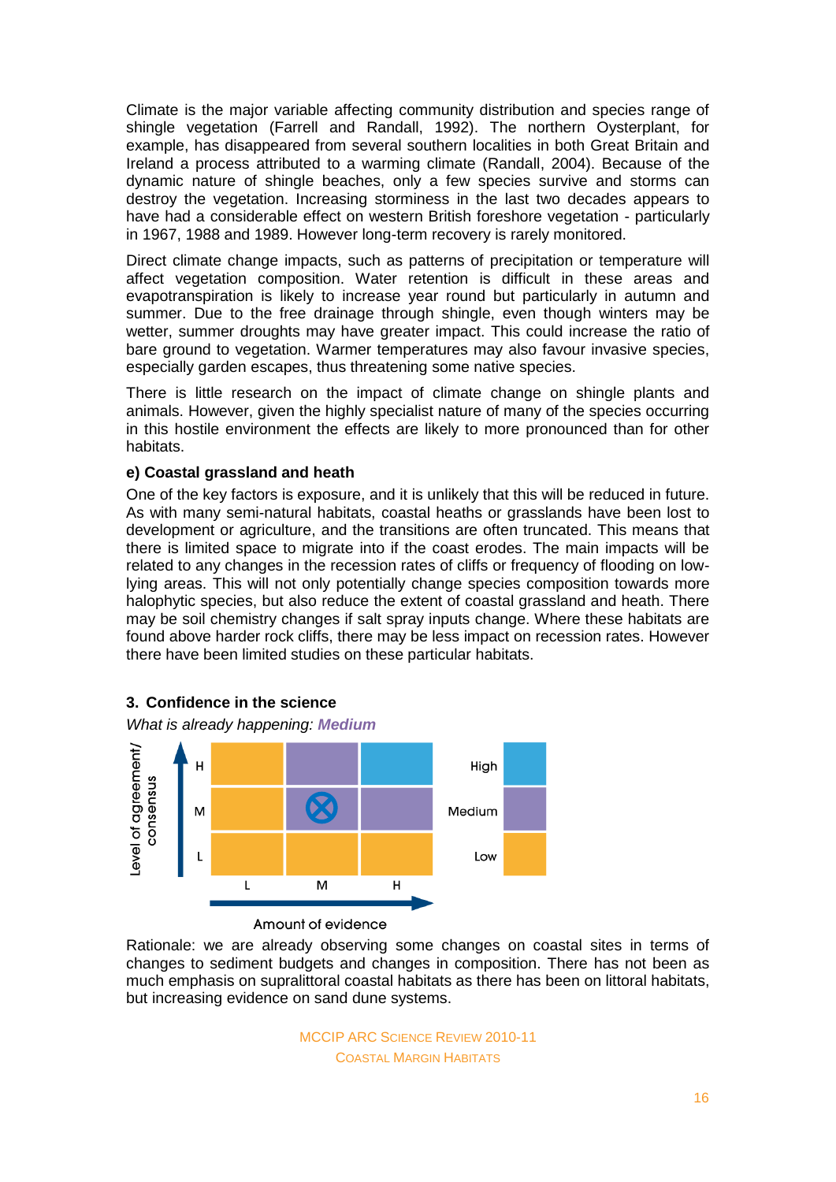Climate is the major variable affecting community distribution and species range of shingle vegetation (Farrell and Randall, 1992). The northern Oysterplant, for example, has disappeared from several southern localities in both Great Britain and Ireland a process attributed to a warming climate (Randall, 2004). Because of the dynamic nature of shingle beaches, only a few species survive and storms can destroy the vegetation. Increasing storminess in the last two decades appears to have had a considerable effect on western British foreshore vegetation - particularly in 1967, 1988 and 1989. However long-term recovery is rarely monitored.

Direct climate change impacts, such as patterns of precipitation or temperature will affect vegetation composition. Water retention is difficult in these areas and evapotranspiration is likely to increase year round but particularly in autumn and summer. Due to the free drainage through shingle, even though winters may be wetter, summer droughts may have greater impact. This could increase the ratio of bare ground to vegetation. Warmer temperatures may also favour invasive species, especially garden escapes, thus threatening some native species.

There is little research on the impact of climate change on shingle plants and animals. However, given the highly specialist nature of many of the species occurring in this hostile environment the effects are likely to more pronounced than for other habitats.

**e) Coastal grassland and heath**

One of the key factors is exposure, and it is unlikely that this will be reduced in future. As with many semi-natural habitats, coastal heaths or grasslands have been lost to development or agriculture, and the transitions are often truncated. This means that there is limited space to migrate into if the coast erodes. The main impacts will be related to any changes in the recession rates of cliffs or frequency of flooding on low-lying areas. This will not only potentially change species composition towards more halophytic species, but also reduce the extent of coastal grassland and heath. There may be soil chemistry changes if salt spray inputs change. Where these habitats are found above harder rock cliffs, there may be less impact on recession rates. However there have been limited studies on these particular habitats.

## 3. Confidence in the science

*What is already happening:* ***Medium***

| Level of agreement/ consensus | L | M | H |
|---|---|---|---|
| H | Low | Medium | High |
| M | Low | Medium ⊗ | Medium |
| L | Low | Low | Low |

Amount of evidence (L, M, H)

Key: High / Medium / Low

Rationale: we are already observing some changes on coastal sites in terms of changes to sediment budgets and changes in composition. There has not been as much emphasis on supralittoral coastal habitats as there has been on littoral habitats, but increasing evidence on sand dune systems.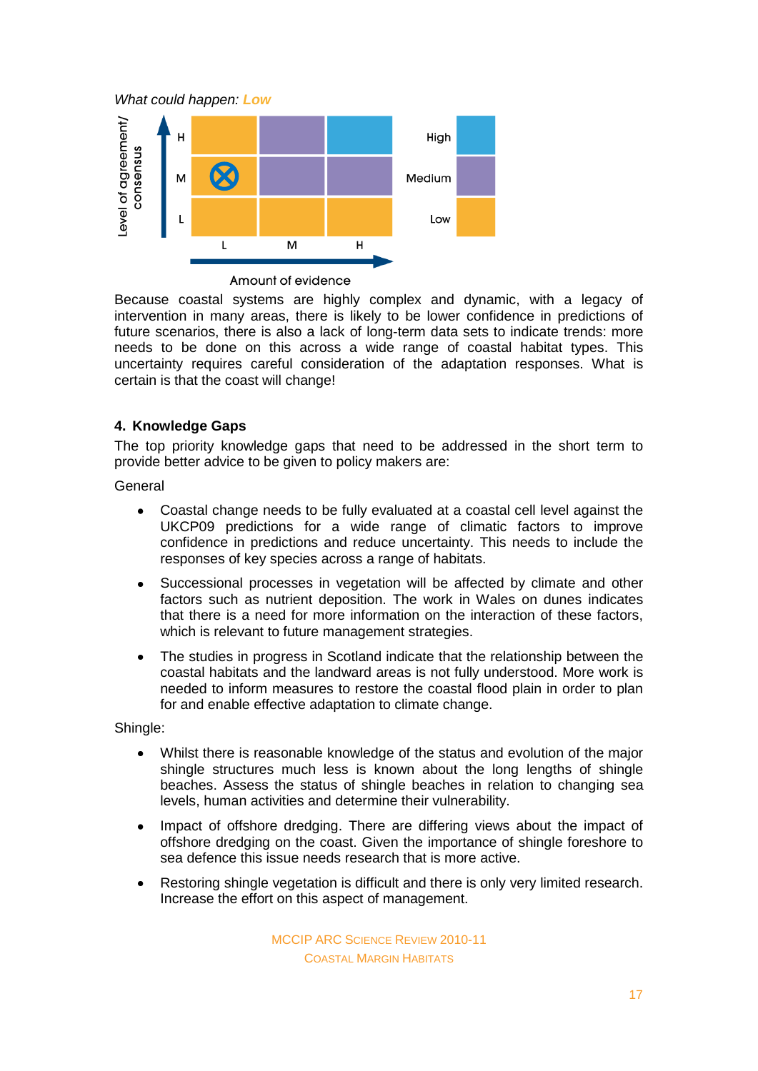*What could happen:* **Low**

| Level of agreement/ consensus | L | M | H |
|---|---|---|---|
| H | Low | Medium | High |
| M | ⊗ Low | Medium | Medium |
| L | Low | Low | Low |

Amount of evidence

Because coastal systems are highly complex and dynamic, with a legacy of intervention in many areas, there is likely to be lower confidence in predictions of future scenarios, there is also a lack of long-term data sets to indicate trends: more needs to be done on this across a wide range of coastal habitat types. This uncertainty requires careful consideration of the adaptation responses. What is certain is that the coast will change!

## 4. Knowledge Gaps

The top priority knowledge gaps that need to be addressed in the short term to provide better advice to be given to policy makers are:

General

- Coastal change needs to be fully evaluated at a coastal cell level against the UKCP09 predictions for a wide range of climatic factors to improve confidence in predictions and reduce uncertainty. This needs to include the responses of key species across a range of habitats.
- Successional processes in vegetation will be affected by climate and other factors such as nutrient deposition. The work in Wales on dunes indicates that there is a need for more information on the interaction of these factors, which is relevant to future management strategies.
- The studies in progress in Scotland indicate that the relationship between the coastal habitats and the landward areas is not fully understood. More work is needed to inform measures to restore the coastal flood plain in order to plan for and enable effective adaptation to climate change.

Shingle:

- Whilst there is reasonable knowledge of the status and evolution of the major shingle structures much less is known about the long lengths of shingle beaches. Assess the status of shingle beaches in relation to changing sea levels, human activities and determine their vulnerability.
- Impact of offshore dredging. There are differing views about the impact of offshore dredging on the coast. Given the importance of shingle foreshore to sea defence this issue needs research that is more active.
- Restoring shingle vegetation is difficult and there is only very limited research. Increase the effort on this aspect of management.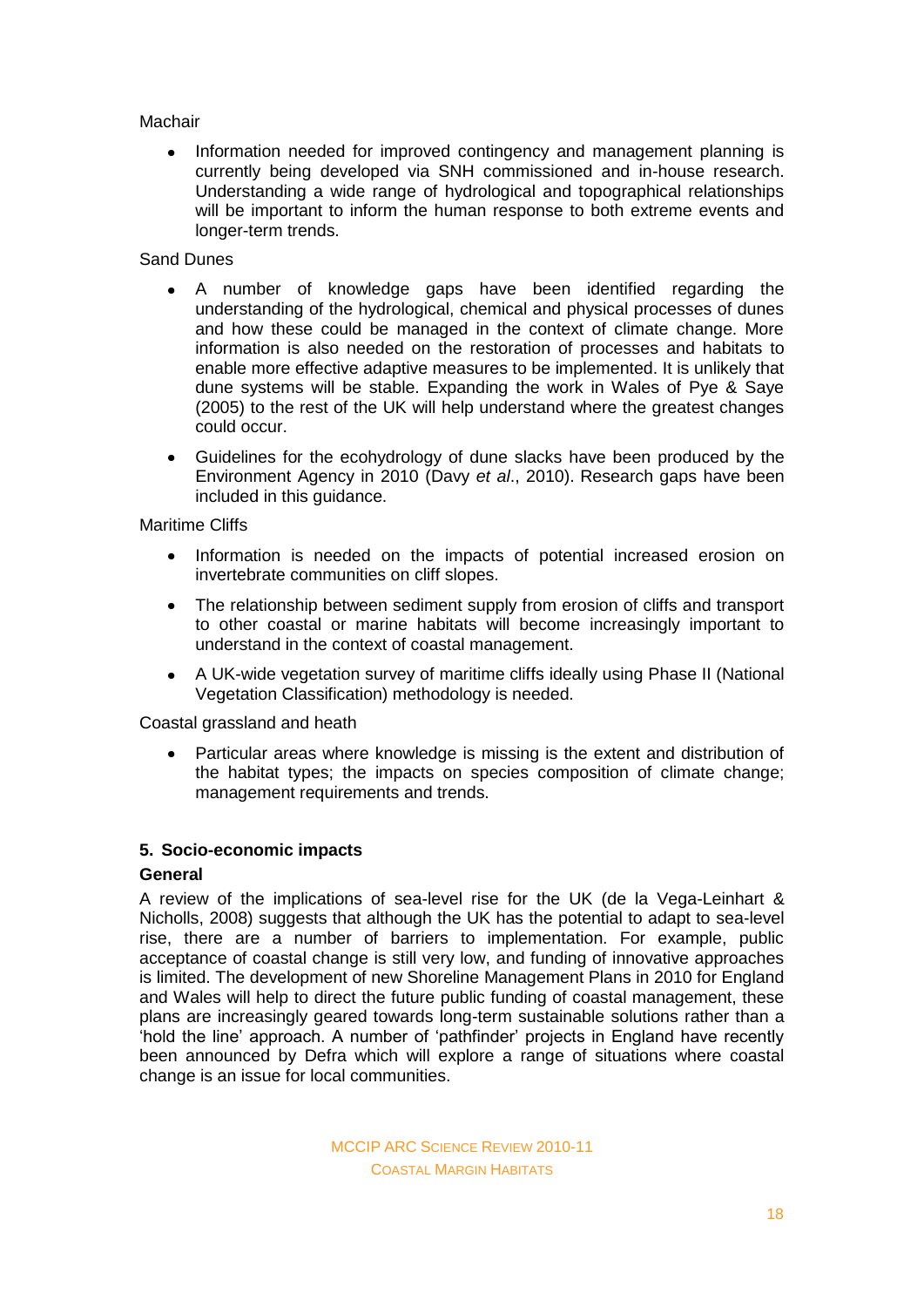Machair

- Information needed for improved contingency and management planning is currently being developed via SNH commissioned and in-house research. Understanding a wide range of hydrological and topographical relationships will be important to inform the human response to both extreme events and longer-term trends.

Sand Dunes

- A number of knowledge gaps have been identified regarding the understanding of the hydrological, chemical and physical processes of dunes and how these could be managed in the context of climate change. More information is also needed on the restoration of processes and habitats to enable more effective adaptive measures to be implemented. It is unlikely that dune systems will be stable. Expanding the work in Wales of Pye & Saye (2005) to the rest of the UK will help understand where the greatest changes could occur.
- Guidelines for the ecohydrology of dune slacks have been produced by the Environment Agency in 2010 (Davy *et al*., 2010). Research gaps have been included in this guidance.

Maritime Cliffs

- Information is needed on the impacts of potential increased erosion on invertebrate communities on cliff slopes.
- The relationship between sediment supply from erosion of cliffs and transport to other coastal or marine habitats will become increasingly important to understand in the context of coastal management.
- A UK-wide vegetation survey of maritime cliffs ideally using Phase II (National Vegetation Classification) methodology is needed.

Coastal grassland and heath

- Particular areas where knowledge is missing is the extent and distribution of the habitat types; the impacts on species composition of climate change; management requirements and trends.

## 5. Socio-economic impacts

### General

A review of the implications of sea-level rise for the UK (de la Vega-Leinhart & Nicholls, 2008) suggests that although the UK has the potential to adapt to sea-level rise, there are a number of barriers to implementation. For example, public acceptance of coastal change is still very low, and funding of innovative approaches is limited. The development of new Shoreline Management Plans in 2010 for England and Wales will help to direct the future public funding of coastal management, these plans are increasingly geared towards long-term sustainable solutions rather than a 'hold the line' approach. A number of 'pathfinder' projects in England have recently been announced by Defra which will explore a range of situations where coastal change is an issue for local communities.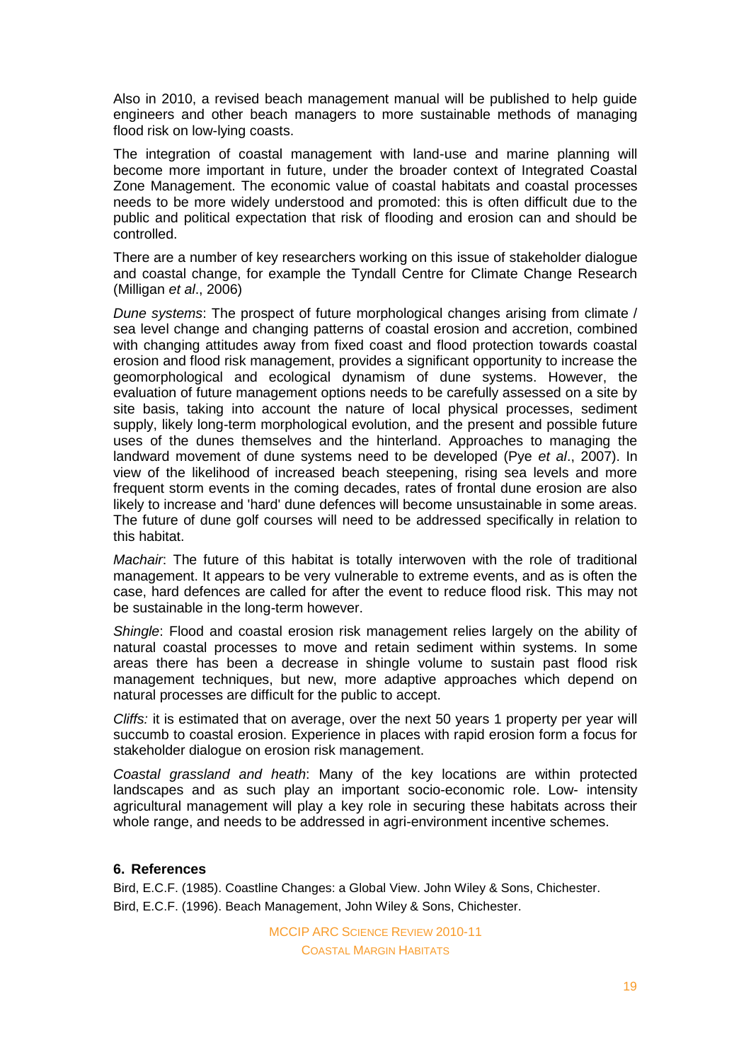Also in 2010, a revised beach management manual will be published to help guide engineers and other beach managers to more sustainable methods of managing flood risk on low-lying coasts.

The integration of coastal management with land-use and marine planning will become more important in future, under the broader context of Integrated Coastal Zone Management. The economic value of coastal habitats and coastal processes needs to be more widely understood and promoted: this is often difficult due to the public and political expectation that risk of flooding and erosion can and should be controlled.

There are a number of key researchers working on this issue of stakeholder dialogue and coastal change, for example the Tyndall Centre for Climate Change Research (Milligan *et al*., 2006)

*Dune systems*: The prospect of future morphological changes arising from climate / sea level change and changing patterns of coastal erosion and accretion, combined with changing attitudes away from fixed coast and flood protection towards coastal erosion and flood risk management, provides a significant opportunity to increase the geomorphological and ecological dynamism of dune systems. However, the evaluation of future management options needs to be carefully assessed on a site by site basis, taking into account the nature of local physical processes, sediment supply, likely long-term morphological evolution, and the present and possible future uses of the dunes themselves and the hinterland. Approaches to managing the landward movement of dune systems need to be developed (Pye *et al*., 2007). In view of the likelihood of increased beach steepening, rising sea levels and more frequent storm events in the coming decades, rates of frontal dune erosion are also likely to increase and 'hard' dune defences will become unsustainable in some areas. The future of dune golf courses will need to be addressed specifically in relation to this habitat.

*Machair*: The future of this habitat is totally interwoven with the role of traditional management. It appears to be very vulnerable to extreme events, and as is often the case, hard defences are called for after the event to reduce flood risk. This may not be sustainable in the long-term however.

*Shingle*: Flood and coastal erosion risk management relies largely on the ability of natural coastal processes to move and retain sediment within systems. In some areas there has been a decrease in shingle volume to sustain past flood risk management techniques, but new, more adaptive approaches which depend on natural processes are difficult for the public to accept.

*Cliffs:* it is estimated that on average, over the next 50 years 1 property per year will succumb to coastal erosion. Experience in places with rapid erosion form a focus for stakeholder dialogue on erosion risk management.

*Coastal grassland and heath*: Many of the key locations are within protected landscapes and as such play an important socio-economic role. Low- intensity agricultural management will play a key role in securing these habitats across their whole range, and needs to be addressed in agri-environment incentive schemes.

## 6. References

Bird, E.C.F. (1985). Coastline Changes: a Global View. John Wiley & Sons, Chichester.

Bird, E.C.F. (1996). Beach Management, John Wiley & Sons, Chichester.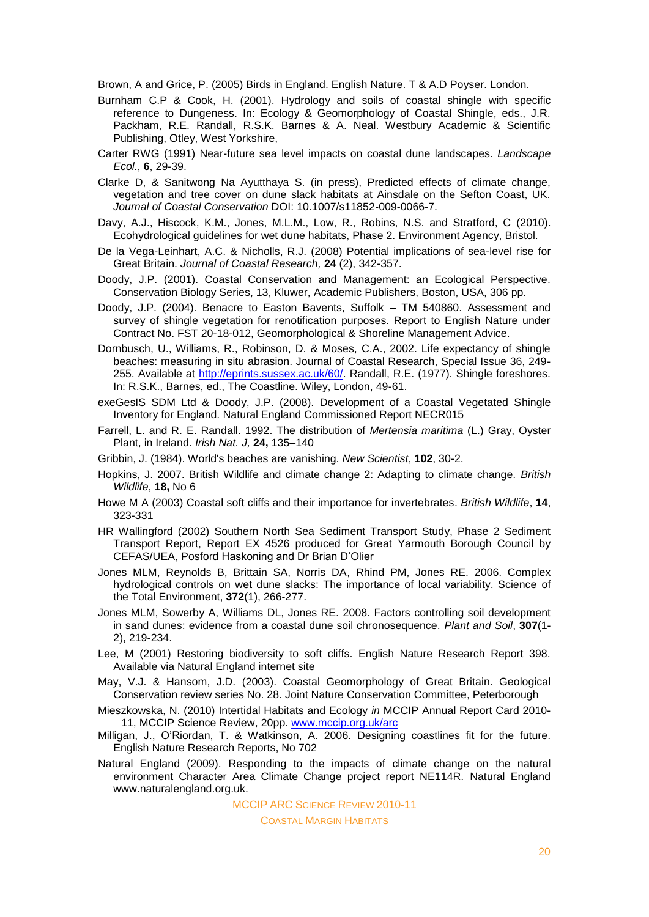Brown, A and Grice, P. (2005) Birds in England. English Nature. T & A.D Poyser. London.

Burnham C.P & Cook, H. (2001). Hydrology and soils of coastal shingle with specific reference to Dungeness. In: Ecology & Geomorphology of Coastal Shingle, eds., J.R. Packham, R.E. Randall, R.S.K. Barnes & A. Neal. Westbury Academic & Scientific Publishing, Otley, West Yorkshire,

Carter RWG (1991) Near-future sea level impacts on coastal dune landscapes. *Landscape Ecol.*, **6**, 29-39.

Clarke D, & Sanitwong Na Ayutthaya S. (in press), Predicted effects of climate change, vegetation and tree cover on dune slack habitats at Ainsdale on the Sefton Coast, UK. *Journal of Coastal Conservation* DOI: 10.1007/s11852-009-0066-7.

Davy, A.J., Hiscock, K.M., Jones, M.L.M., Low, R., Robins, N.S. and Stratford, C (2010). Ecohydrological guidelines for wet dune habitats, Phase 2. Environment Agency, Bristol.

De la Vega-Leinhart, A.C. & Nicholls, R.J. (2008) Potential implications of sea-level rise for Great Britain. *Journal of Coastal Research,* **24** (2), 342-357.

Doody, J.P. (2001). Coastal Conservation and Management: an Ecological Perspective. Conservation Biology Series, 13, Kluwer, Academic Publishers, Boston, USA, 306 pp.

Doody, J.P. (2004). Benacre to Easton Bavents, Suffolk – TM 540860. Assessment and survey of shingle vegetation for renotification purposes. Report to English Nature under Contract No. FST 20-18-012, Geomorphological & Shoreline Management Advice.

Dornbusch, U., Williams, R., Robinson, D. & Moses, C.A., 2002. Life expectancy of shingle beaches: measuring in situ abrasion. Journal of Coastal Research, Special Issue 36, 249-255. Available at http://eprints.sussex.ac.uk/60/. Randall, R.E. (1977). Shingle foreshores. In: R.S.K., Barnes, ed., The Coastline. Wiley, London, 49-61.

exeGesIS SDM Ltd & Doody, J.P. (2008). Development of a Coastal Vegetated Shingle Inventory for England. Natural England Commissioned Report NECR015

Farrell, L. and R. E. Randall. 1992. The distribution of *Mertensia maritima* (L.) Gray, Oyster Plant, in Ireland. *Irish Nat. J,* **24,** 135–140

Gribbin, J. (1984). World's beaches are vanishing. *New Scientist*, **102**, 30-2.

Hopkins, J. 2007. British Wildlife and climate change 2: Adapting to climate change. *British Wildlife*, **18,** No 6

Howe M A (2003) Coastal soft cliffs and their importance for invertebrates. *British Wildlife*, **14**, 323-331

HR Wallingford (2002) Southern North Sea Sediment Transport Study, Phase 2 Sediment Transport Report, Report EX 4526 produced for Great Yarmouth Borough Council by CEFAS/UEA, Posford Haskoning and Dr Brian D'Olier

Jones MLM, Reynolds B, Brittain SA, Norris DA, Rhind PM, Jones RE. 2006. Complex hydrological controls on wet dune slacks: The importance of local variability. Science of the Total Environment, **372**(1), 266-277.

Jones MLM, Sowerby A, Williams DL, Jones RE. 2008. Factors controlling soil development in sand dunes: evidence from a coastal dune soil chronosequence. *Plant and Soil*, **307**(1-2), 219-234.

Lee, M (2001) Restoring biodiversity to soft cliffs. English Nature Research Report 398. Available via Natural England internet site

May, V.J. & Hansom, J.D. (2003). Coastal Geomorphology of Great Britain. Geological Conservation review series No. 28. Joint Nature Conservation Committee, Peterborough

Mieszkowska, N. (2010) Intertidal Habitats and Ecology *in* MCCIP Annual Report Card 2010-11, MCCIP Science Review, 20pp. www.mccip.org.uk/arc

Milligan, J., O'Riordan, T. & Watkinson, A. 2006. Designing coastlines fit for the future. English Nature Research Reports, No 702

Natural England (2009). Responding to the impacts of climate change on the natural environment Character Area Climate Change project report NE114R. Natural England www.naturalengland.org.uk.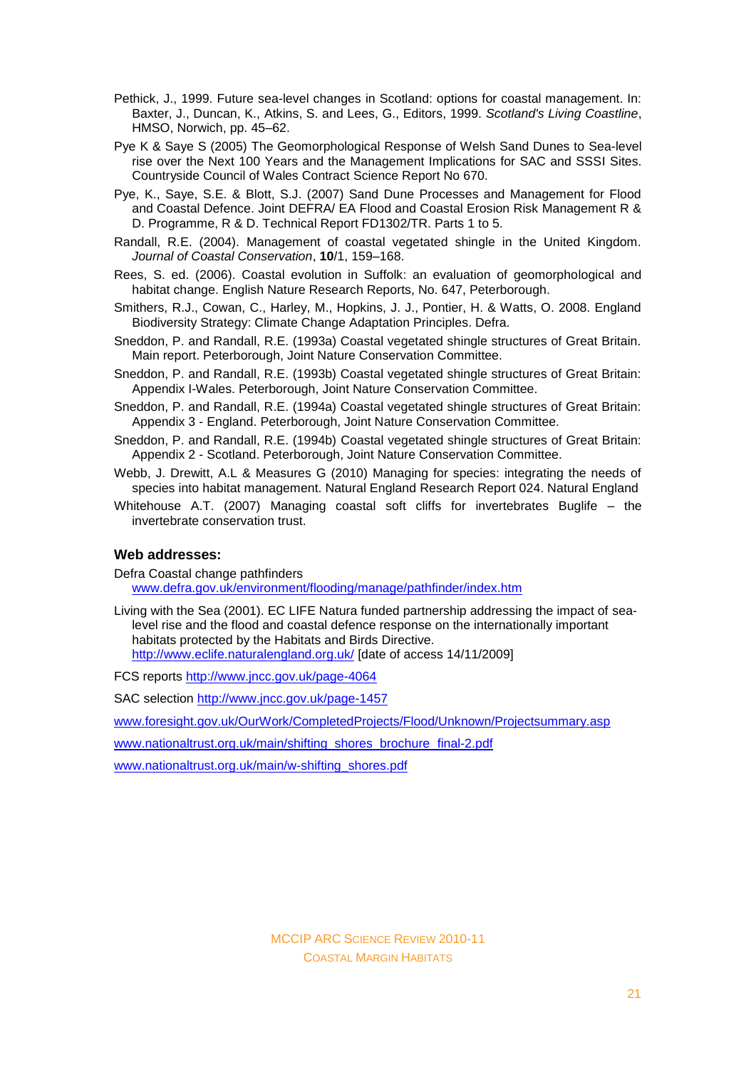Pethick, J., 1999. Future sea-level changes in Scotland: options for coastal management. In: Baxter, J., Duncan, K., Atkins, S. and Lees, G., Editors, 1999. *Scotland's Living Coastline*, HMSO, Norwich, pp. 45–62.

Pye K & Saye S (2005) The Geomorphological Response of Welsh Sand Dunes to Sea-level rise over the Next 100 Years and the Management Implications for SAC and SSSI Sites. Countryside Council of Wales Contract Science Report No 670.

Pye, K., Saye, S.E. & Blott, S.J. (2007) Sand Dune Processes and Management for Flood and Coastal Defence. Joint DEFRA/ EA Flood and Coastal Erosion Risk Management R & D. Programme, R & D. Technical Report FD1302/TR. Parts 1 to 5.

Randall, R.E. (2004). Management of coastal vegetated shingle in the United Kingdom. *Journal of Coastal Conservation*, **10**/1, 159–168.

Rees, S. ed. (2006). Coastal evolution in Suffolk: an evaluation of geomorphological and habitat change. English Nature Research Reports, No. 647, Peterborough.

Smithers, R.J., Cowan, C., Harley, M., Hopkins, J. J., Pontier, H. & Watts, O. 2008. England Biodiversity Strategy: Climate Change Adaptation Principles. Defra.

Sneddon, P. and Randall, R.E. (1993a) Coastal vegetated shingle structures of Great Britain. Main report. Peterborough, Joint Nature Conservation Committee.

Sneddon, P. and Randall, R.E. (1993b) Coastal vegetated shingle structures of Great Britain: Appendix I-Wales. Peterborough, Joint Nature Conservation Committee.

Sneddon, P. and Randall, R.E. (1994a) Coastal vegetated shingle structures of Great Britain: Appendix 3 - England. Peterborough, Joint Nature Conservation Committee.

Sneddon, P. and Randall, R.E. (1994b) Coastal vegetated shingle structures of Great Britain: Appendix 2 - Scotland. Peterborough, Joint Nature Conservation Committee.

Webb, J. Drewitt, A.L & Measures G (2010) Managing for species: integrating the needs of species into habitat management. Natural England Research Report 024. Natural England

Whitehouse A.T. (2007) Managing coastal soft cliffs for invertebrates Buglife – the invertebrate conservation trust.

### Web addresses:

Defra Coastal change pathfinders
www.defra.gov.uk/environment/flooding/manage/pathfinder/index.htm

Living with the Sea (2001). EC LIFE Natura funded partnership addressing the impact of sea-level rise and the flood and coastal defence response on the internationally important habitats protected by the Habitats and Birds Directive.
http://www.eclife.naturalengland.org.uk/ [date of access 14/11/2009]

FCS reports http://www.jncc.gov.uk/page-4064

SAC selection http://www.jncc.gov.uk/page-1457

www.foresight.gov.uk/OurWork/CompletedProjects/Flood/Unknown/Projectsummary.asp

www.nationaltrust.org.uk/main/shifting_shores_brochure_final-2.pdf

www.nationaltrust.org.uk/main/w-shifting_shores.pdf